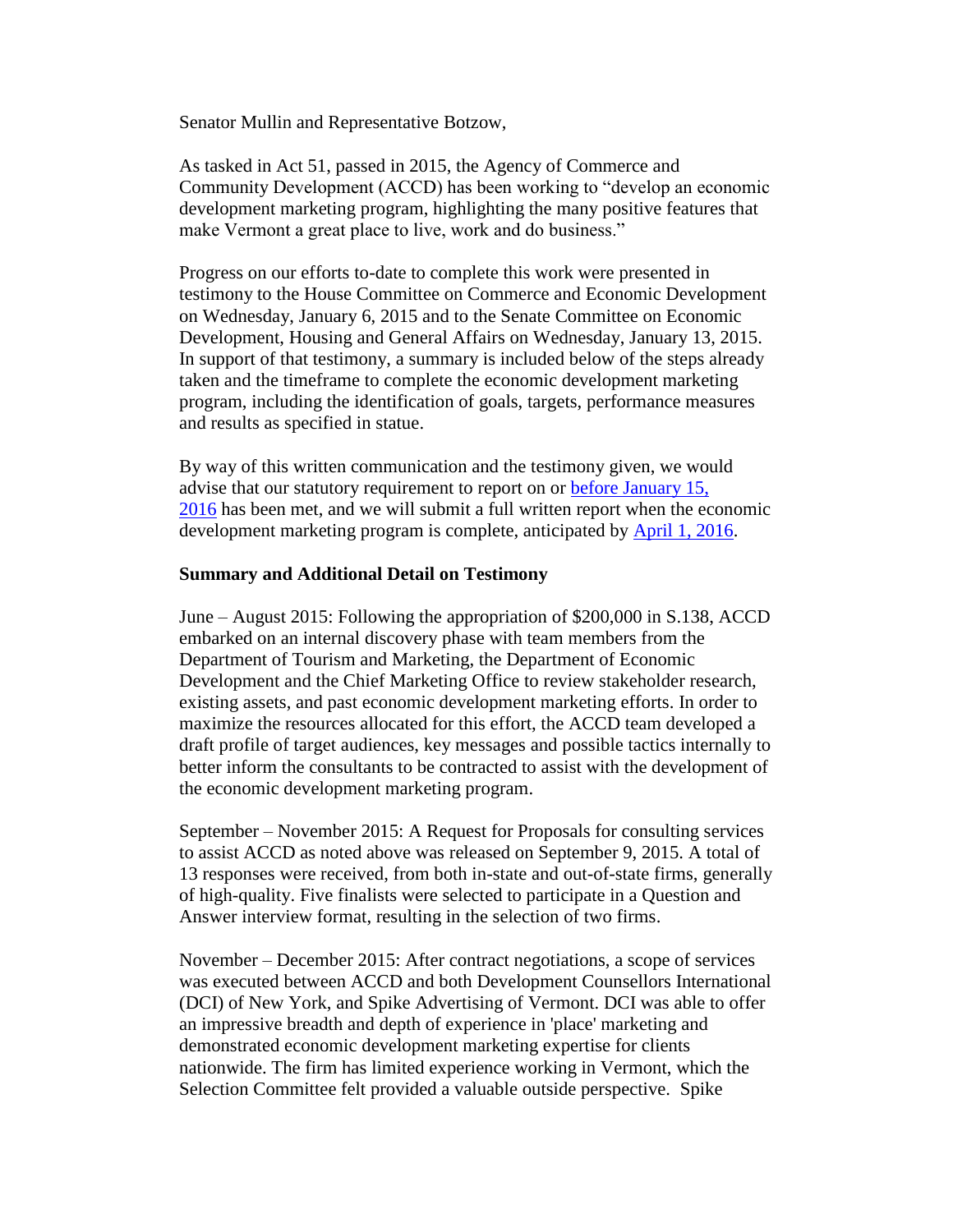Senator Mullin and Representative Botzow,

As tasked in Act 51, passed in 2015, the Agency of Commerce and Community Development (ACCD) has been working to "develop an economic development marketing program, highlighting the many positive features that make Vermont a great place to live, work and do business."

Progress on our efforts to-date to complete this work were presented in testimony to the House Committee on Commerce and Economic Development on Wednesday, January 6, 2015 and to the Senate Committee on Economic Development, Housing and General Affairs on Wednesday, January 13, 2015. In support of that testimony, a summary is included below of the steps already taken and the timeframe to complete the economic development marketing program, including the identification of goals, targets, performance measures and results as specified in statue.

By way of this written communication and the testimony given, we would advise that our statutory requirement to report on or before January 15, 2016 has been met, and we will submit a full written report when the economic development marketing program is complete, anticipated by April 1, 2016.

**Summary and Additional Detail on Testimony**

June – August 2015: Following the appropriation of $200,000 in S.138, ACCD embarked on an internal discovery phase with team members from the Department of Tourism and Marketing, the Department of Economic Development and the Chief Marketing Office to review stakeholder research, existing assets, and past economic development marketing efforts. In order to maximize the resources allocated for this effort, the ACCD team developed a draft profile of target audiences, key messages and possible tactics internally to better inform the consultants to be contracted to assist with the development of the economic development marketing program.

September – November 2015: A Request for Proposals for consulting services to assist ACCD as noted above was released on September 9, 2015. A total of 13 responses were received, from both in-state and out-of-state firms, generally of high-quality. Five finalists were selected to participate in a Question and Answer interview format, resulting in the selection of two firms.

November – December 2015: After contract negotiations, a scope of services was executed between ACCD and both Development Counsellors International (DCI) of New York, and Spike Advertising of Vermont. DCI was able to offer an impressive breadth and depth of experience in 'place' marketing and demonstrated economic development marketing expertise for clients nationwide. The firm has limited experience working in Vermont, which the Selection Committee felt provided a valuable outside perspective. Spike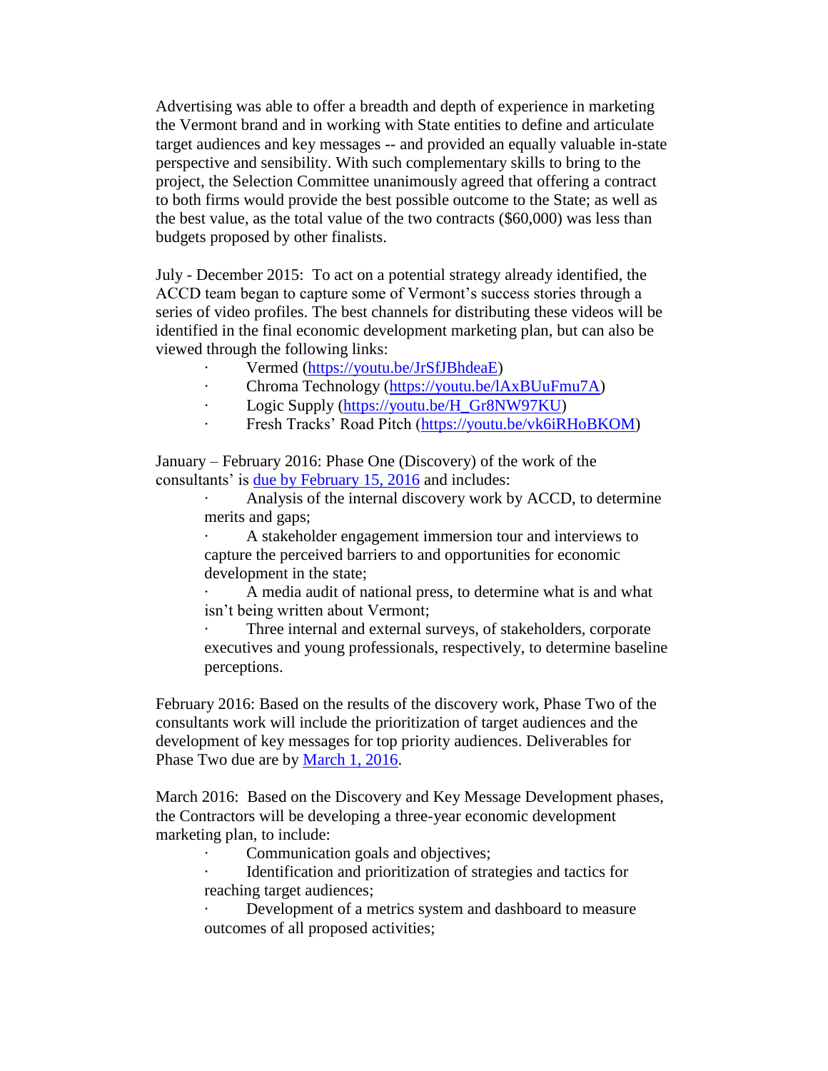Advertising was able to offer a breadth and depth of experience in marketing the Vermont brand and in working with State entities to define and articulate target audiences and key messages -- and provided an equally valuable in-state perspective and sensibility. With such complementary skills to bring to the project, the Selection Committee unanimously agreed that offering a contract to both firms would provide the best possible outcome to the State; as well as the best value, as the total value of the two contracts ($60,000) was less than budgets proposed by other finalists.

July - December 2015: To act on a potential strategy already identified, the ACCD team began to capture some of Vermont's success stories through a series of video profiles. The best channels for distributing these videos will be identified in the final economic development marketing plan, but can also be viewed through the following links:

- Vermed (https://youtu.be/JrSfJBhdeaE)
- Chroma Technology (https://youtu.be/lAxBUuFmu7A)
- Logic Supply (https://youtu.be/H_Gr8NW97KU)
- Fresh Tracks' Road Pitch (https://youtu.be/vk6iRHoBKOM)

January – February 2016: Phase One (Discovery) of the work of the consultants' is due by February 15, 2016 and includes:

- Analysis of the internal discovery work by ACCD, to determine merits and gaps;
- A stakeholder engagement immersion tour and interviews to capture the perceived barriers to and opportunities for economic development in the state;
- A media audit of national press, to determine what is and what isn't being written about Vermont;
- Three internal and external surveys, of stakeholders, corporate executives and young professionals, respectively, to determine baseline perceptions.

February 2016: Based on the results of the discovery work, Phase Two of the consultants work will include the prioritization of target audiences and the development of key messages for top priority audiences. Deliverables for Phase Two due are by March 1, 2016.

March 2016: Based on the Discovery and Key Message Development phases, the Contractors will be developing a three-year economic development marketing plan, to include:

- Communication goals and objectives;
- Identification and prioritization of strategies and tactics for reaching target audiences;
- Development of a metrics system and dashboard to measure outcomes of all proposed activities;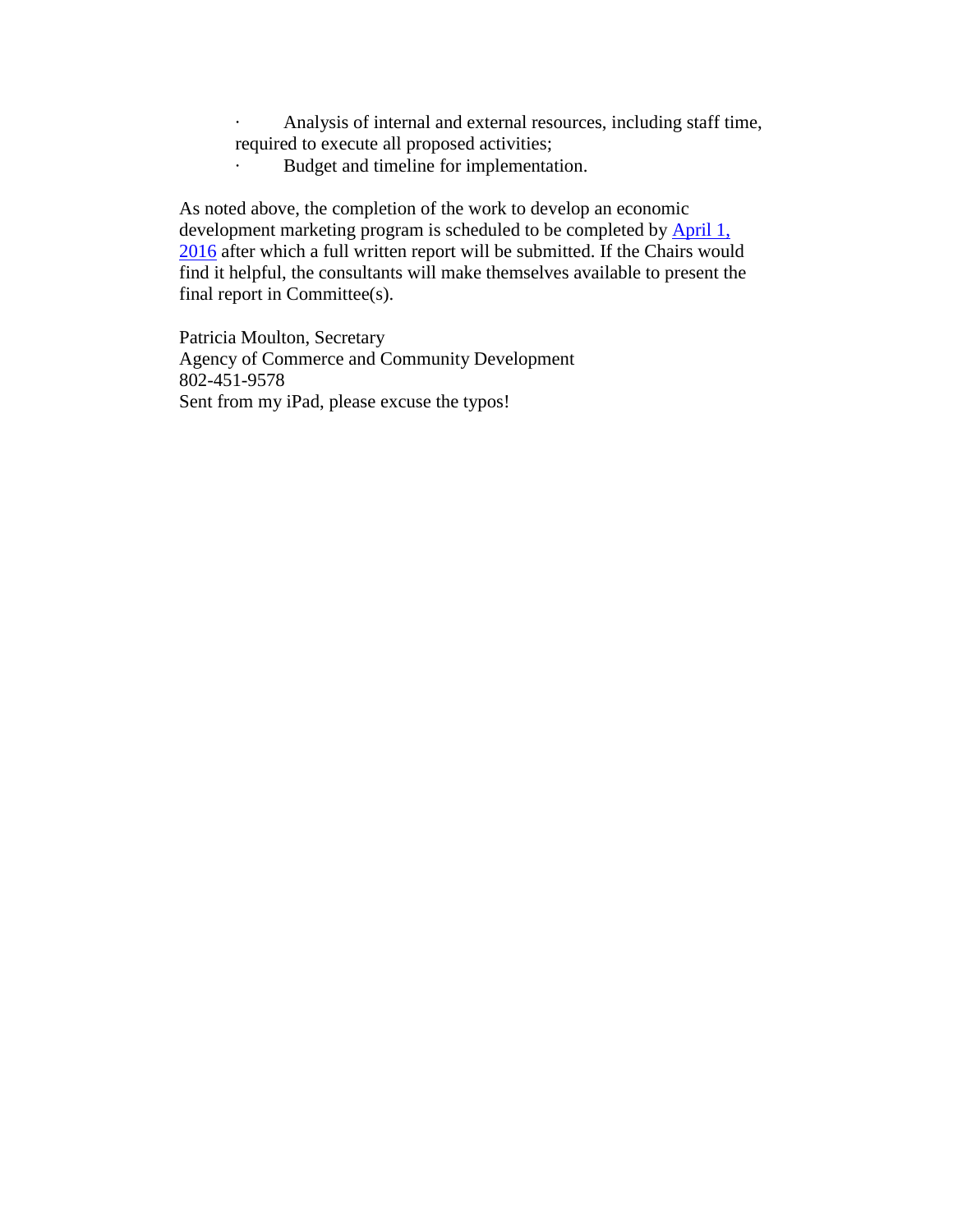- Analysis of internal and external resources, including staff time, required to execute all proposed activities;
- Budget and timeline for implementation.

As noted above, the completion of the work to develop an economic development marketing program is scheduled to be completed by April 1, 2016 after which a full written report will be submitted. If the Chairs would find it helpful, the consultants will make themselves available to present the final report in Committee(s).

Patricia Moulton, Secretary
Agency of Commerce and Community Development
802-451-9578
Sent from my iPad, please excuse the typos!